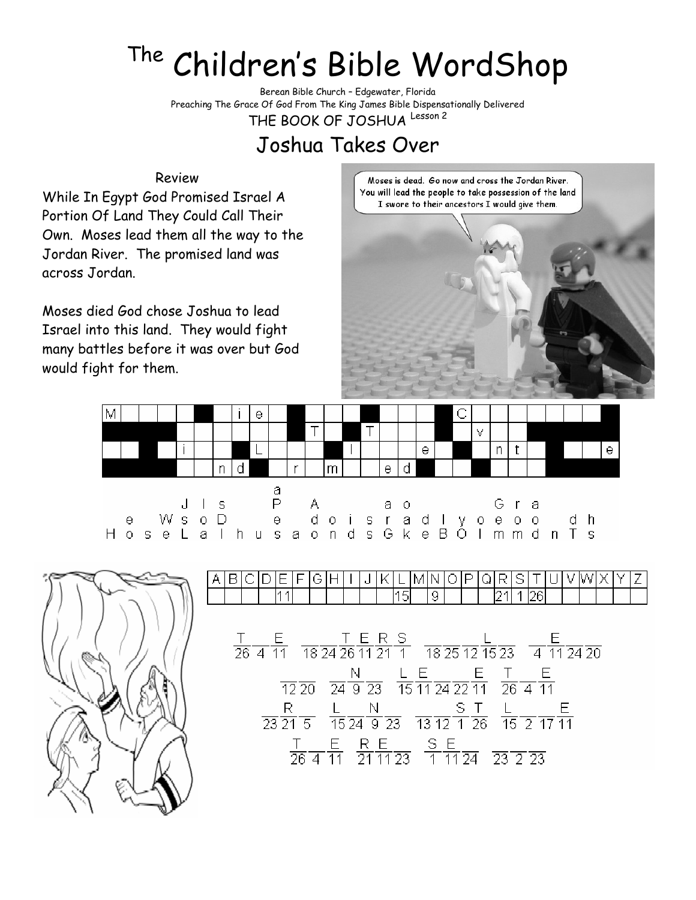# The Children's Bible WordShop

Berean Bible Church – Edgewater, Florida
Preaching The Grace Of God From The King James Bible Dispensationally Delivered

THE BOOK OF JOSHUA Lesson 2

## Joshua Takes Over

Review

While In Egypt God Promised Israel A Portion Of Land They Could Call Their Own. Moses lead them all the way to the Jordan River. The promised land was across Jordan.

Moses died God chose Joshua to lead Israel into this land. They would fight many battles before it was over but God would fight for them.

Moses is dead. Go now and cross the Jordan River. You will lead the people to take possession of the land I swore to their ancestors I would give them.

| M | | | | | | ■ | | i | e | | ■ | | | | | ■ | | | | | ■ | C | | | | | | | | ■ |
|---|---|---|---|---|---|---|---|---|---|---|---|---|---|---|---|---|---|---|---|---|---|---|---|---|---|---|---|---|---|---|
| ■ | ■ | ■ | ■ | | | | | | | | ■ | | T | | ■ | T | | | | | ■ | | v | | | ■ | ■ | ■ | ■ | ■ |
| | | ■ | | i | | | ■ | L | | | | ■ | | l | | | | | e | ■ | ■ | | n | t | | ■ | | | | e |
| ■ | ■ | ■ | ■ | | | n | d | | | r | | m | | | e | d | ■ | | | ■ | | | | | ■ | ■ | ■ | ■ | ■ | ■ |

```
                  a
   J  l  s        P     A           a  o                 G  r  a
e   W s  o  D        e     d  o  i  s  r  a  d  l  y  o  e  o  o     d  h
H o s e L  a  l  h  u  s  a  o  n  d  s  G  k  e  B  O  l  m  m  d  n  T  s
```

| A | B | C | D | E | F | G | H | I | J | K | L | M | N | O | P | Q | R | S | T | U | V | W | X | Y | Z |
|---|---|---|---|---|---|---|---|---|---|---|---|---|---|---|---|---|---|---|---|---|---|---|---|---|---|
| | | | | 11 | | | | | | | 15 | | 9 | | | | 21 | 1 | 26 | | | | | | |

T _ E (26 4 11) _ _ T E R S (18 24 26 11 21 1) _ _ _ L _ (18 25 12 15 23) _ E _ _ (4 11 24 20)

_ _ (12 20) _ N _ (24 9 23) L E _ _ E (15 11 24 22 11) T _ E (26 4 11)

_ R _ (23 21 5) L _ N _ (15 24 9 23) _ _ S T (13 12 1 26) L _ _ E (15 2 17 11)

T _ E (26 4 11) R E _ (21 11 23) S E _ (1 11 24) _ _ _ (23 2 23)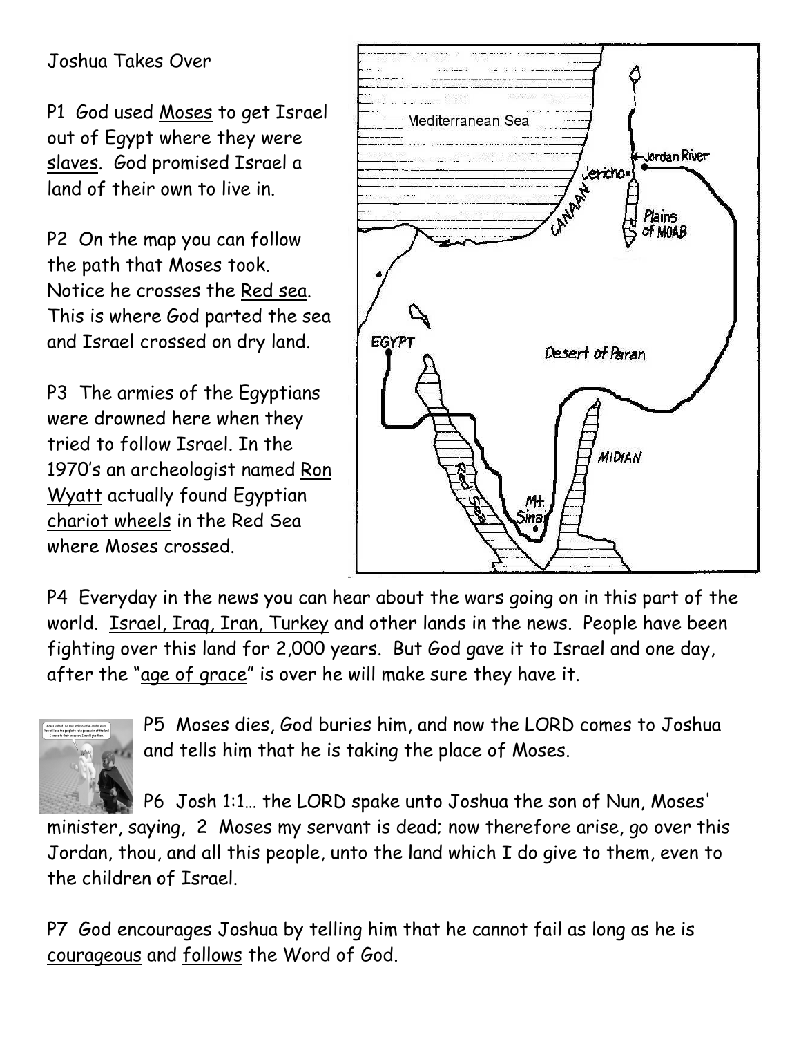Joshua Takes Over

P1 God used <u>Moses</u> to get Israel out of Egypt where they were <u>slaves</u>. God promised Israel a land of their own to live in.

P2 On the map you can follow the path that Moses took. Notice he crosses the <u>Red sea</u>. This is where God parted the sea and Israel crossed on dry land.

P3 The armies of the Egyptians were drowned here when they tried to follow Israel. In the 1970's an archeologist named <u>Ron Wyatt</u> actually found Egyptian <u>chariot wheels</u> in the Red Sea where Moses crossed.

P4 Everyday in the news you can hear about the wars going on in this part of the world. <u>Israel, Iraq, Iran, Turkey</u> and other lands in the news. People have been fighting over this land for 2,000 years. But God gave it to Israel and one day, after the "<u>age of grace</u>" is over he will make sure they have it.

P5 Moses dies, God buries him, and now the LORD comes to Joshua and tells him that he is taking the place of Moses.

P6 Josh 1:1… the LORD spake unto Joshua the son of Nun, Moses' minister, saying, 2 Moses my servant is dead; now therefore arise, go over this Jordan, thou, and all this people, unto the land which I do give to them, even to the children of Israel.

P7 God encourages Joshua by telling him that he cannot fail as long as he is <u>courageous</u> and <u>follows</u> the Word of God.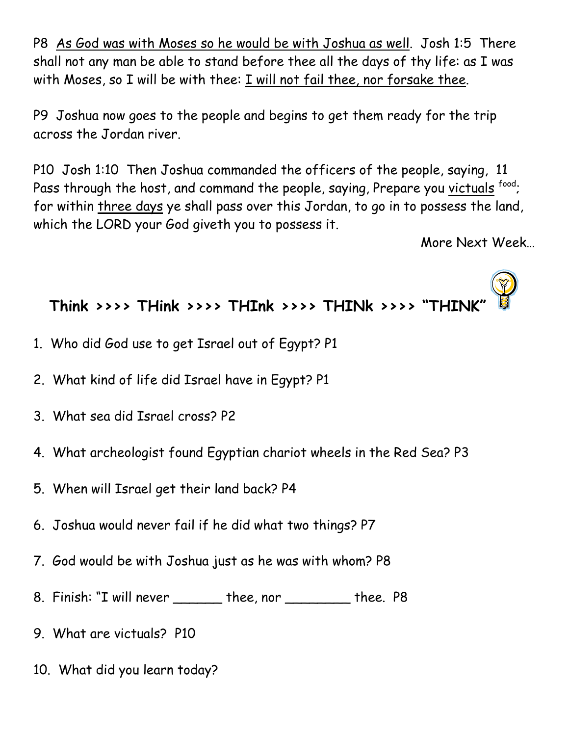P8 <u>As God was with Moses so he would be with Joshua as well</u>. Josh 1:5 There shall not any man be able to stand before thee all the days of thy life: as I was with Moses, so I will be with thee: <u>I will not fail thee, nor forsake thee</u>.

P9 Joshua now goes to the people and begins to get them ready for the trip across the Jordan river.

P10 Josh 1:10 Then Joshua commanded the officers of the people, saying, 11 Pass through the host, and command the people, saying, Prepare you <u>victuals</u> [food]; for within <u>three days</u> ye shall pass over this Jordan, to go in to possess the land, which the LORD your God giveth you to possess it.

More Next Week…

## Think >>>> THink >>>> THInk >>>> THINk >>>> "THINK"

1. Who did God use to get Israel out of Egypt? P1
2. What kind of life did Israel have in Egypt? P1
3. What sea did Israel cross? P2
4. What archeologist found Egyptian chariot wheels in the Red Sea? P3
5. When will Israel get their land back? P4
6. Joshua would never fail if he did what two things? P7
7. God would be with Joshua just as he was with whom? P8
8. Finish: "I will never ______ thee, nor ________ thee. P8
9. What are victuals? P10
10. What did you learn today?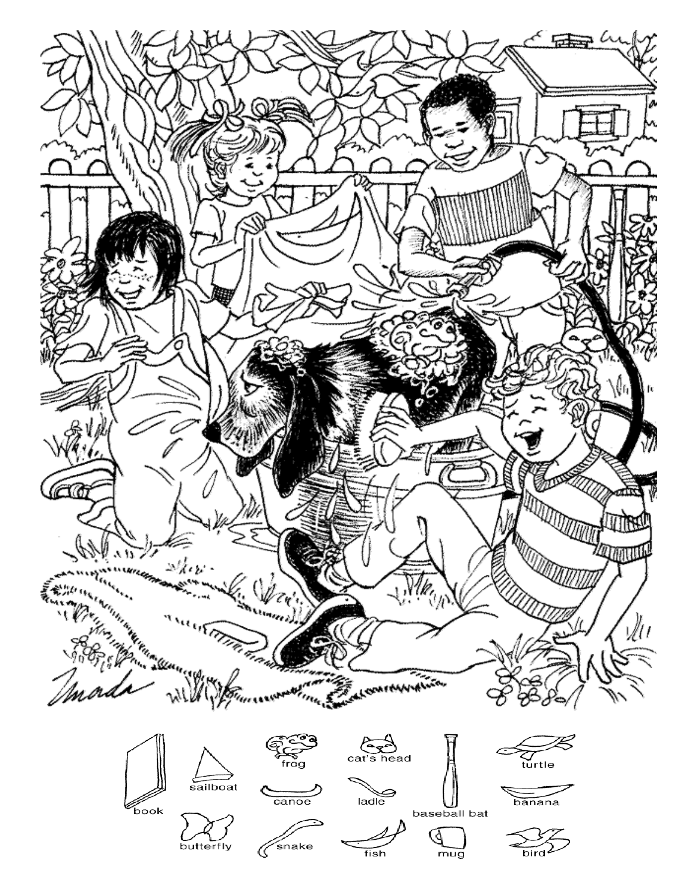book

sailboat

frog

cat's head

baseball bat

turtle

canoe

ladle

banana

butterfly

snake

fish

mug

bird